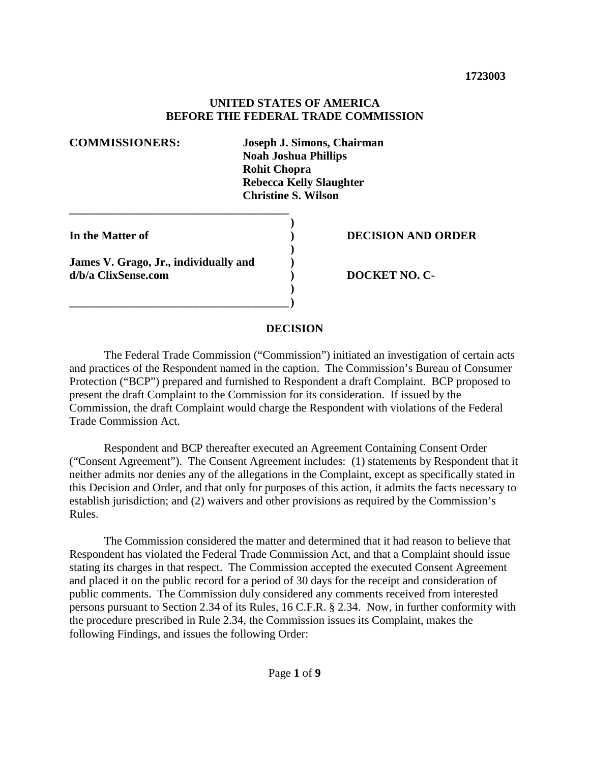**1723003**

**UNITED STATES OF AMERICA**
**BEFORE THE FEDERAL TRADE COMMISSION**

**COMMISSIONERS:** **Joseph J. Simons, Chairman**
**Noah Joshua Phillips**
**Rohit Chopra**
**Rebecca Kelly Slaughter**
**Christine S. Wilson**

| | | |
|---|---|---|
| **In the Matter of** | ) | **DECISION AND ORDER** |
| | ) | |
| **James V. Grago, Jr., individually and** | ) | |
| **d/b/a ClixSense.com** | ) | **DOCKET NO. C-** |
| | ) | |

## DECISION

The Federal Trade Commission ("Commission") initiated an investigation of certain acts and practices of the Respondent named in the caption. The Commission's Bureau of Consumer Protection ("BCP") prepared and furnished to Respondent a draft Complaint. BCP proposed to present the draft Complaint to the Commission for its consideration. If issued by the Commission, the draft Complaint would charge the Respondent with violations of the Federal Trade Commission Act.

Respondent and BCP thereafter executed an Agreement Containing Consent Order ("Consent Agreement"). The Consent Agreement includes: (1) statements by Respondent that it neither admits nor denies any of the allegations in the Complaint, except as specifically stated in this Decision and Order, and that only for purposes of this action, it admits the facts necessary to establish jurisdiction; and (2) waivers and other provisions as required by the Commission's Rules.

The Commission considered the matter and determined that it had reason to believe that Respondent has violated the Federal Trade Commission Act, and that a Complaint should issue stating its charges in that respect. The Commission accepted the executed Consent Agreement and placed it on the public record for a period of 30 days for the receipt and consideration of public comments. The Commission duly considered any comments received from interested persons pursuant to Section 2.34 of its Rules, 16 C.F.R. § 2.34. Now, in further conformity with the procedure prescribed in Rule 2.34, the Commission issues its Complaint, makes the following Findings, and issues the following Order: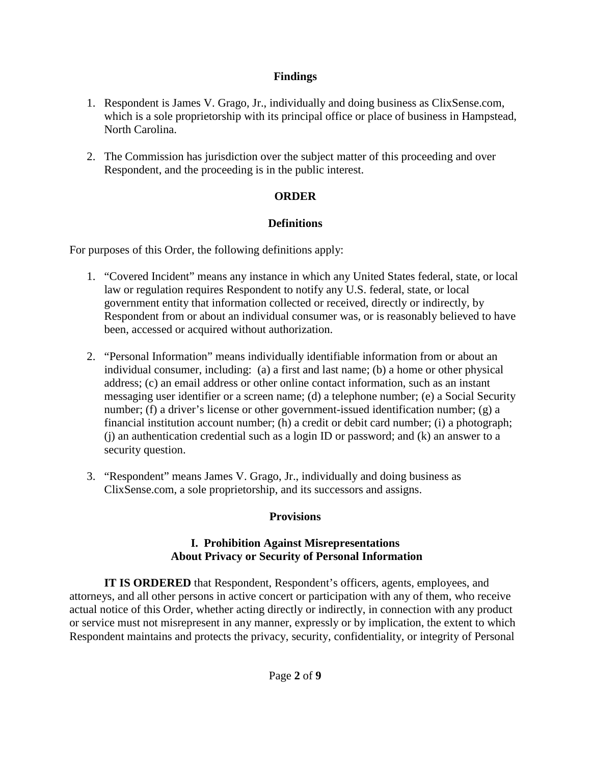## Findings

1. Respondent is James V. Grago, Jr., individually and doing business as ClixSense.com, which is a sole proprietorship with its principal office or place of business in Hampstead, North Carolina.

2. The Commission has jurisdiction over the subject matter of this proceeding and over Respondent, and the proceeding is in the public interest.

## ORDER

### Definitions

For purposes of this Order, the following definitions apply:

1. "Covered Incident" means any instance in which any United States federal, state, or local law or regulation requires Respondent to notify any U.S. federal, state, or local government entity that information collected or received, directly or indirectly, by Respondent from or about an individual consumer was, or is reasonably believed to have been, accessed or acquired without authorization.

2. "Personal Information" means individually identifiable information from or about an individual consumer, including: (a) a first and last name; (b) a home or other physical address; (c) an email address or other online contact information, such as an instant messaging user identifier or a screen name; (d) a telephone number; (e) a Social Security number; (f) a driver's license or other government-issued identification number; (g) a financial institution account number; (h) a credit or debit card number; (i) a photograph; (j) an authentication credential such as a login ID or password; and (k) an answer to a security question.

3. "Respondent" means James V. Grago, Jr., individually and doing business as ClixSense.com, a sole proprietorship, and its successors and assigns.

### Provisions

### I. Prohibition Against Misrepresentations About Privacy or Security of Personal Information

**IT IS ORDERED** that Respondent, Respondent's officers, agents, employees, and attorneys, and all other persons in active concert or participation with any of them, who receive actual notice of this Order, whether acting directly or indirectly, in connection with any product or service must not misrepresent in any manner, expressly or by implication, the extent to which Respondent maintains and protects the privacy, security, confidentiality, or integrity of Personal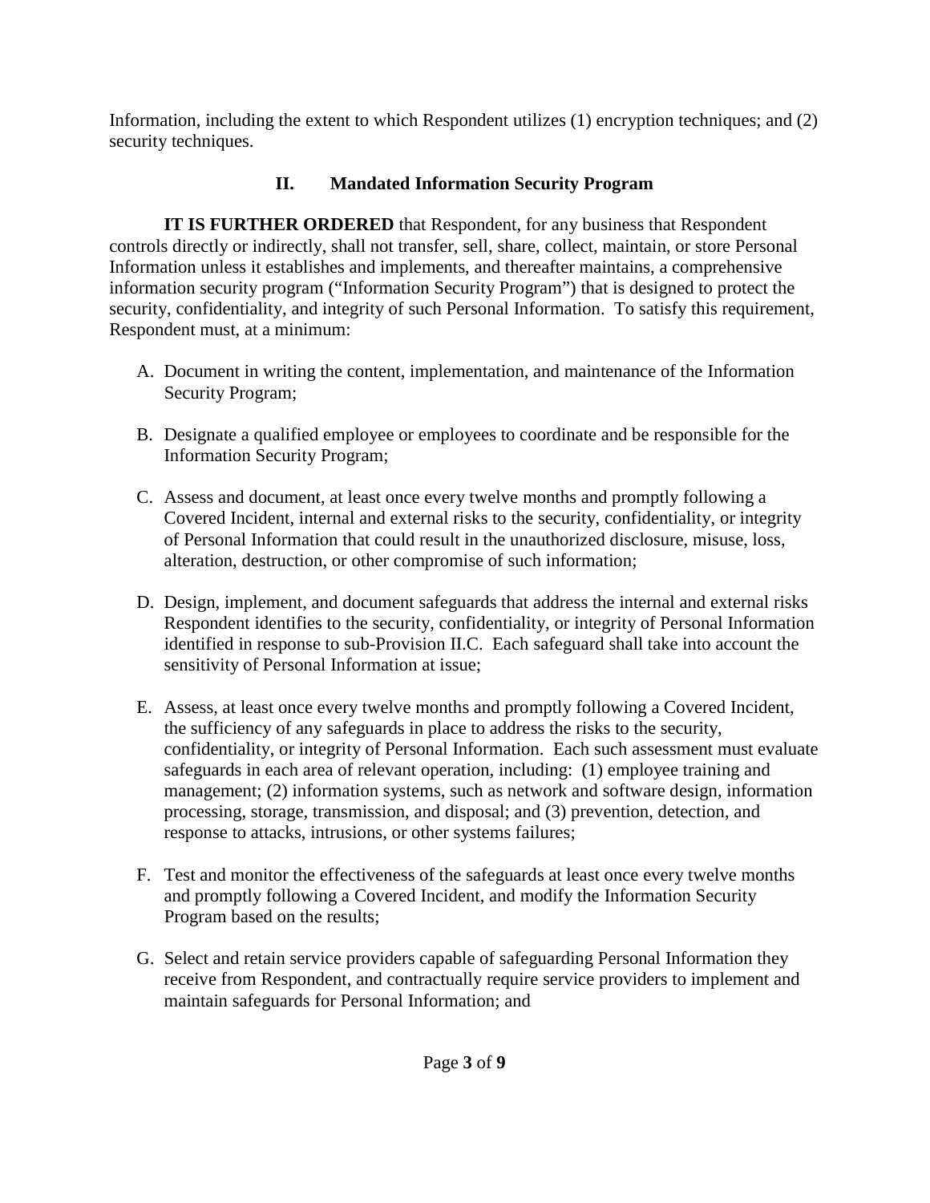Information, including the extent to which Respondent utilizes (1) encryption techniques; and (2) security techniques.

## II. Mandated Information Security Program

**IT IS FURTHER ORDERED** that Respondent, for any business that Respondent controls directly or indirectly, shall not transfer, sell, share, collect, maintain, or store Personal Information unless it establishes and implements, and thereafter maintains, a comprehensive information security program ("Information Security Program") that is designed to protect the security, confidentiality, and integrity of such Personal Information. To satisfy this requirement, Respondent must, at a minimum:

A. Document in writing the content, implementation, and maintenance of the Information Security Program;

B. Designate a qualified employee or employees to coordinate and be responsible for the Information Security Program;

C. Assess and document, at least once every twelve months and promptly following a Covered Incident, internal and external risks to the security, confidentiality, or integrity of Personal Information that could result in the unauthorized disclosure, misuse, loss, alteration, destruction, or other compromise of such information;

D. Design, implement, and document safeguards that address the internal and external risks Respondent identifies to the security, confidentiality, or integrity of Personal Information identified in response to sub-Provision II.C. Each safeguard shall take into account the sensitivity of Personal Information at issue;

E. Assess, at least once every twelve months and promptly following a Covered Incident, the sufficiency of any safeguards in place to address the risks to the security, confidentiality, or integrity of Personal Information. Each such assessment must evaluate safeguards in each area of relevant operation, including: (1) employee training and management; (2) information systems, such as network and software design, information processing, storage, transmission, and disposal; and (3) prevention, detection, and response to attacks, intrusions, or other systems failures;

F. Test and monitor the effectiveness of the safeguards at least once every twelve months and promptly following a Covered Incident, and modify the Information Security Program based on the results;

G. Select and retain service providers capable of safeguarding Personal Information they receive from Respondent, and contractually require service providers to implement and maintain safeguards for Personal Information; and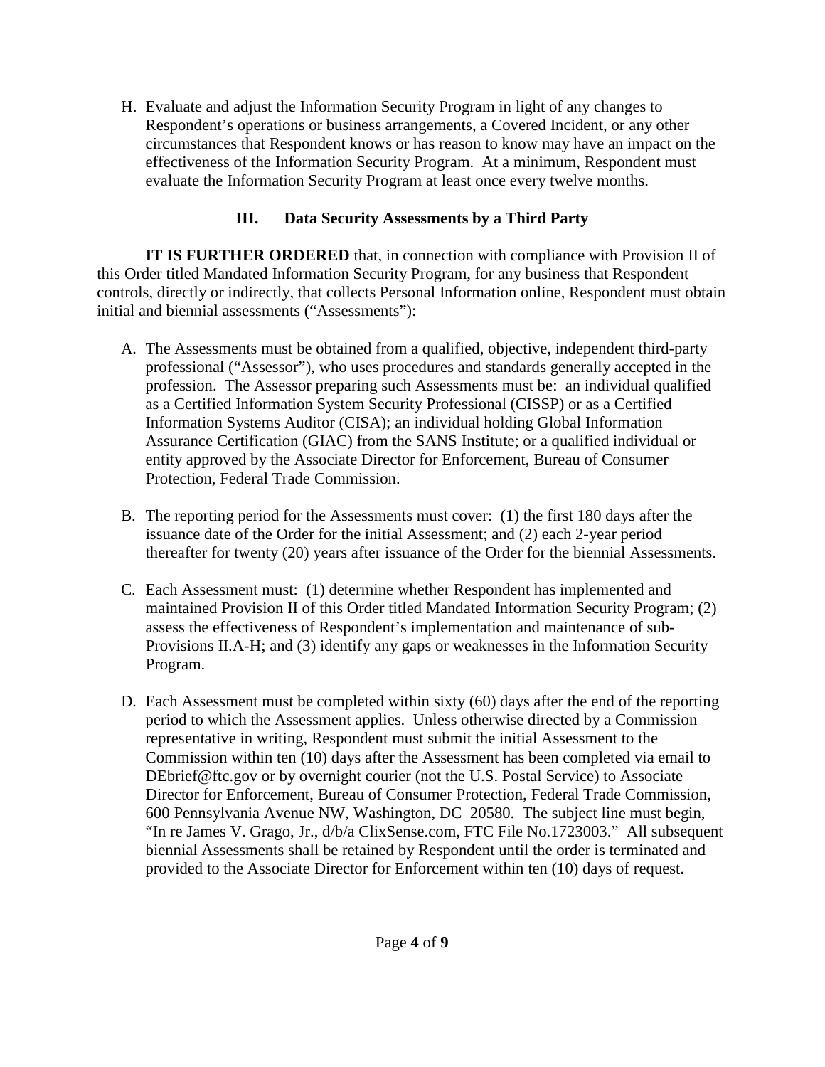H. Evaluate and adjust the Information Security Program in light of any changes to Respondent's operations or business arrangements, a Covered Incident, or any other circumstances that Respondent knows or has reason to know may have an impact on the effectiveness of the Information Security Program. At a minimum, Respondent must evaluate the Information Security Program at least once every twelve months.

## III. Data Security Assessments by a Third Party

**IT IS FURTHER ORDERED** that, in connection with compliance with Provision II of this Order titled Mandated Information Security Program, for any business that Respondent controls, directly or indirectly, that collects Personal Information online, Respondent must obtain initial and biennial assessments ("Assessments"):

A. The Assessments must be obtained from a qualified, objective, independent third-party professional ("Assessor"), who uses procedures and standards generally accepted in the profession. The Assessor preparing such Assessments must be: an individual qualified as a Certified Information System Security Professional (CISSP) or as a Certified Information Systems Auditor (CISA); an individual holding Global Information Assurance Certification (GIAC) from the SANS Institute; or a qualified individual or entity approved by the Associate Director for Enforcement, Bureau of Consumer Protection, Federal Trade Commission.

B. The reporting period for the Assessments must cover: (1) the first 180 days after the issuance date of the Order for the initial Assessment; and (2) each 2-year period thereafter for twenty (20) years after issuance of the Order for the biennial Assessments.

C. Each Assessment must: (1) determine whether Respondent has implemented and maintained Provision II of this Order titled Mandated Information Security Program; (2) assess the effectiveness of Respondent's implementation and maintenance of sub-Provisions II.A-H; and (3) identify any gaps or weaknesses in the Information Security Program.

D. Each Assessment must be completed within sixty (60) days after the end of the reporting period to which the Assessment applies. Unless otherwise directed by a Commission representative in writing, Respondent must submit the initial Assessment to the Commission within ten (10) days after the Assessment has been completed via email to DEbrief@ftc.gov or by overnight courier (not the U.S. Postal Service) to Associate Director for Enforcement, Bureau of Consumer Protection, Federal Trade Commission, 600 Pennsylvania Avenue NW, Washington, DC 20580. The subject line must begin, "In re James V. Grago, Jr., d/b/a ClixSense.com, FTC File No.1723003." All subsequent biennial Assessments shall be retained by Respondent until the order is terminated and provided to the Associate Director for Enforcement within ten (10) days of request.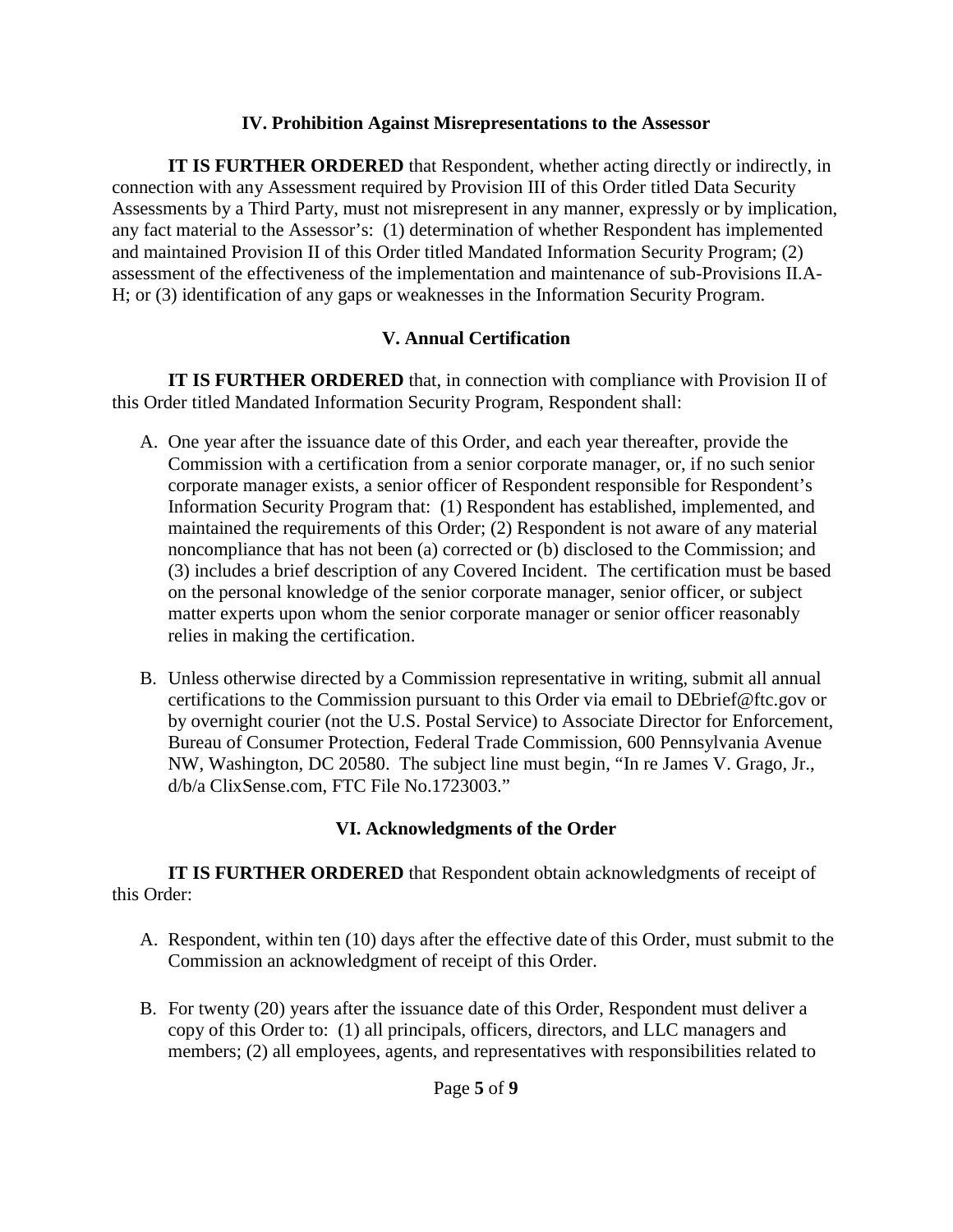### IV. Prohibition Against Misrepresentations to the Assessor

**IT IS FURTHER ORDERED** that Respondent, whether acting directly or indirectly, in connection with any Assessment required by Provision III of this Order titled Data Security Assessments by a Third Party, must not misrepresent in any manner, expressly or by implication, any fact material to the Assessor's: (1) determination of whether Respondent has implemented and maintained Provision II of this Order titled Mandated Information Security Program; (2) assessment of the effectiveness of the implementation and maintenance of sub-Provisions II.A-H; or (3) identification of any gaps or weaknesses in the Information Security Program.

### V. Annual Certification

**IT IS FURTHER ORDERED** that, in connection with compliance with Provision II of this Order titled Mandated Information Security Program, Respondent shall:

A. One year after the issuance date of this Order, and each year thereafter, provide the Commission with a certification from a senior corporate manager, or, if no such senior corporate manager exists, a senior officer of Respondent responsible for Respondent's Information Security Program that: (1) Respondent has established, implemented, and maintained the requirements of this Order; (2) Respondent is not aware of any material noncompliance that has not been (a) corrected or (b) disclosed to the Commission; and (3) includes a brief description of any Covered Incident. The certification must be based on the personal knowledge of the senior corporate manager, senior officer, or subject matter experts upon whom the senior corporate manager or senior officer reasonably relies in making the certification.

B. Unless otherwise directed by a Commission representative in writing, submit all annual certifications to the Commission pursuant to this Order via email to DEbrief@ftc.gov or by overnight courier (not the U.S. Postal Service) to Associate Director for Enforcement, Bureau of Consumer Protection, Federal Trade Commission, 600 Pennsylvania Avenue NW, Washington, DC 20580. The subject line must begin, "In re James V. Grago, Jr., d/b/a ClixSense.com, FTC File No.1723003."

### VI. Acknowledgments of the Order

**IT IS FURTHER ORDERED** that Respondent obtain acknowledgments of receipt of this Order:

A. Respondent, within ten (10) days after the effective date of this Order, must submit to the Commission an acknowledgment of receipt of this Order.

B. For twenty (20) years after the issuance date of this Order, Respondent must deliver a copy of this Order to: (1) all principals, officers, directors, and LLC managers and members; (2) all employees, agents, and representatives with responsibilities related to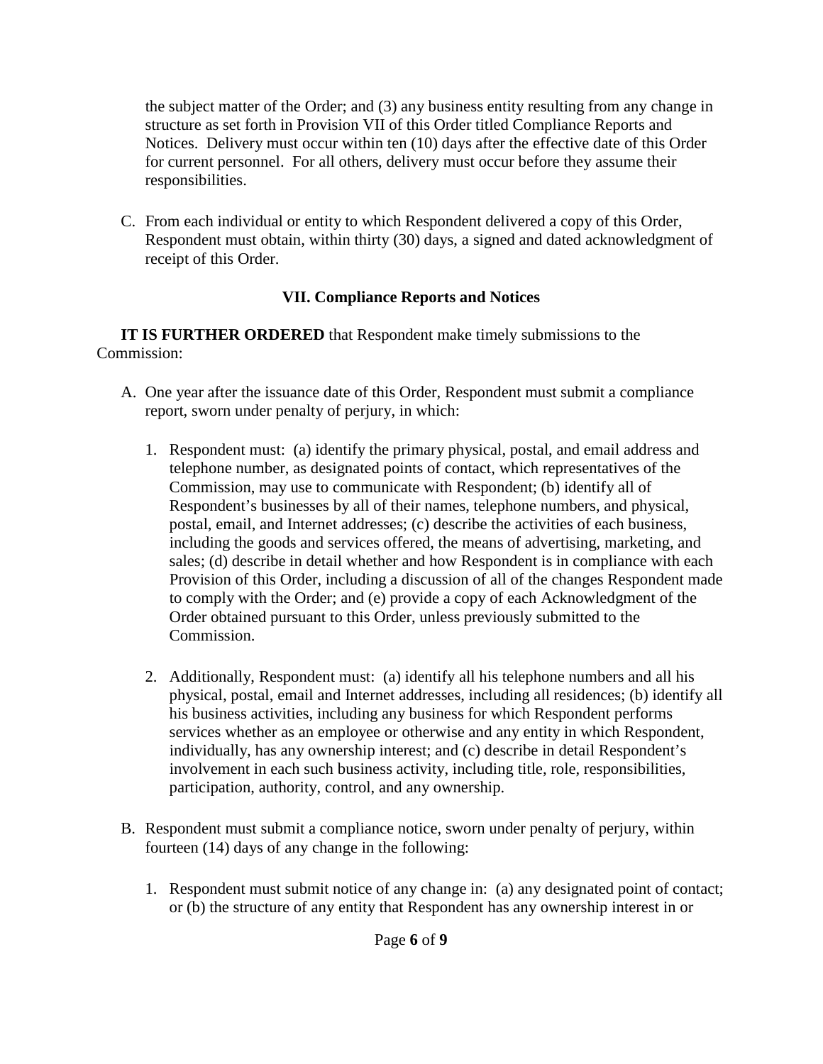the subject matter of the Order; and (3) any business entity resulting from any change in structure as set forth in Provision VII of this Order titled Compliance Reports and Notices. Delivery must occur within ten (10) days after the effective date of this Order for current personnel. For all others, delivery must occur before they assume their responsibilities.

C. From each individual or entity to which Respondent delivered a copy of this Order, Respondent must obtain, within thirty (30) days, a signed and dated acknowledgment of receipt of this Order.

## VII. Compliance Reports and Notices

**IT IS FURTHER ORDERED** that Respondent make timely submissions to the Commission:

A. One year after the issuance date of this Order, Respondent must submit a compliance report, sworn under penalty of perjury, in which:

1. Respondent must: (a) identify the primary physical, postal, and email address and telephone number, as designated points of contact, which representatives of the Commission, may use to communicate with Respondent; (b) identify all of Respondent's businesses by all of their names, telephone numbers, and physical, postal, email, and Internet addresses; (c) describe the activities of each business, including the goods and services offered, the means of advertising, marketing, and sales; (d) describe in detail whether and how Respondent is in compliance with each Provision of this Order, including a discussion of all of the changes Respondent made to comply with the Order; and (e) provide a copy of each Acknowledgment of the Order obtained pursuant to this Order, unless previously submitted to the Commission.

2. Additionally, Respondent must: (a) identify all his telephone numbers and all his physical, postal, email and Internet addresses, including all residences; (b) identify all his business activities, including any business for which Respondent performs services whether as an employee or otherwise and any entity in which Respondent, individually, has any ownership interest; and (c) describe in detail Respondent's involvement in each such business activity, including title, role, responsibilities, participation, authority, control, and any ownership.

B. Respondent must submit a compliance notice, sworn under penalty of perjury, within fourteen (14) days of any change in the following:

1. Respondent must submit notice of any change in: (a) any designated point of contact; or (b) the structure of any entity that Respondent has any ownership interest in or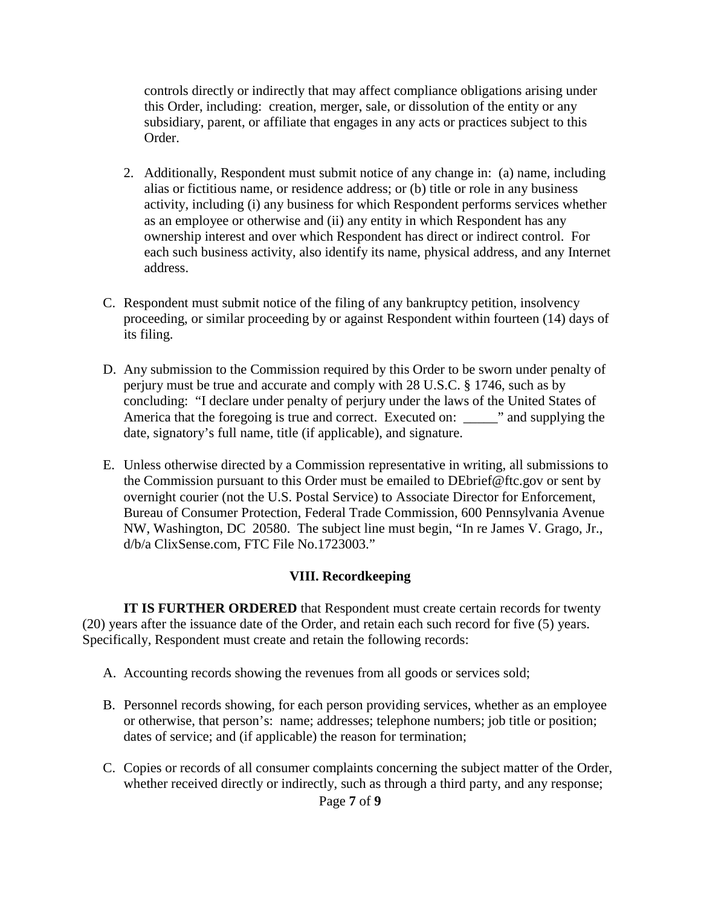controls directly or indirectly that may affect compliance obligations arising under this Order, including: creation, merger, sale, or dissolution of the entity or any subsidiary, parent, or affiliate that engages in any acts or practices subject to this Order.

2. Additionally, Respondent must submit notice of any change in: (a) name, including alias or fictitious name, or residence address; or (b) title or role in any business activity, including (i) any business for which Respondent performs services whether as an employee or otherwise and (ii) any entity in which Respondent has any ownership interest and over which Respondent has direct or indirect control. For each such business activity, also identify its name, physical address, and any Internet address.

C. Respondent must submit notice of the filing of any bankruptcy petition, insolvency proceeding, or similar proceeding by or against Respondent within fourteen (14) days of its filing.

D. Any submission to the Commission required by this Order to be sworn under penalty of perjury must be true and accurate and comply with 28 U.S.C. § 1746, such as by concluding: "I declare under penalty of perjury under the laws of the United States of America that the foregoing is true and correct. Executed on: _____" and supplying the date, signatory's full name, title (if applicable), and signature.

E. Unless otherwise directed by a Commission representative in writing, all submissions to the Commission pursuant to this Order must be emailed to DEbrief@ftc.gov or sent by overnight courier (not the U.S. Postal Service) to Associate Director for Enforcement, Bureau of Consumer Protection, Federal Trade Commission, 600 Pennsylvania Avenue NW, Washington, DC 20580. The subject line must begin, "In re James V. Grago, Jr., d/b/a ClixSense.com, FTC File No.1723003."

## VIII. Recordkeeping

**IT IS FURTHER ORDERED** that Respondent must create certain records for twenty (20) years after the issuance date of the Order, and retain each such record for five (5) years. Specifically, Respondent must create and retain the following records:

A. Accounting records showing the revenues from all goods or services sold;

B. Personnel records showing, for each person providing services, whether as an employee or otherwise, that person's: name; addresses; telephone numbers; job title or position; dates of service; and (if applicable) the reason for termination;

C. Copies or records of all consumer complaints concerning the subject matter of the Order, whether received directly or indirectly, such as through a third party, and any response;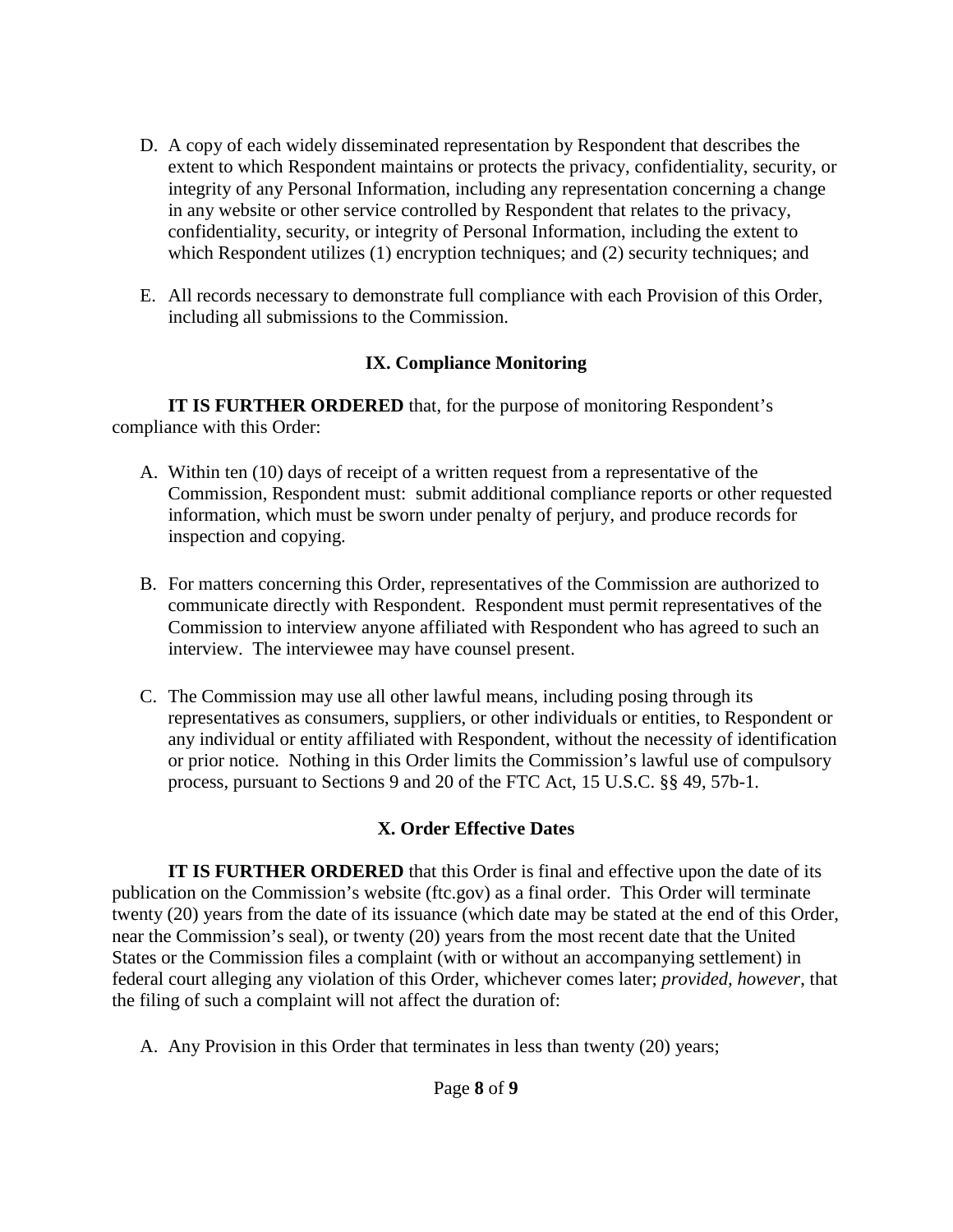D. A copy of each widely disseminated representation by Respondent that describes the extent to which Respondent maintains or protects the privacy, confidentiality, security, or integrity of any Personal Information, including any representation concerning a change in any website or other service controlled by Respondent that relates to the privacy, confidentiality, security, or integrity of Personal Information, including the extent to which Respondent utilizes (1) encryption techniques; and (2) security techniques; and

E. All records necessary to demonstrate full compliance with each Provision of this Order, including all submissions to the Commission.

## IX. Compliance Monitoring

**IT IS FURTHER ORDERED** that, for the purpose of monitoring Respondent's compliance with this Order:

A. Within ten (10) days of receipt of a written request from a representative of the Commission, Respondent must: submit additional compliance reports or other requested information, which must be sworn under penalty of perjury, and produce records for inspection and copying.

B. For matters concerning this Order, representatives of the Commission are authorized to communicate directly with Respondent. Respondent must permit representatives of the Commission to interview anyone affiliated with Respondent who has agreed to such an interview. The interviewee may have counsel present.

C. The Commission may use all other lawful means, including posing through its representatives as consumers, suppliers, or other individuals or entities, to Respondent or any individual or entity affiliated with Respondent, without the necessity of identification or prior notice. Nothing in this Order limits the Commission's lawful use of compulsory process, pursuant to Sections 9 and 20 of the FTC Act, 15 U.S.C. §§ 49, 57b-1.

## X. Order Effective Dates

**IT IS FURTHER ORDERED** that this Order is final and effective upon the date of its publication on the Commission's website (ftc.gov) as a final order. This Order will terminate twenty (20) years from the date of its issuance (which date may be stated at the end of this Order, near the Commission's seal), or twenty (20) years from the most recent date that the United States or the Commission files a complaint (with or without an accompanying settlement) in federal court alleging any violation of this Order, whichever comes later; *provided, however*, that the filing of such a complaint will not affect the duration of:

A. Any Provision in this Order that terminates in less than twenty (20) years;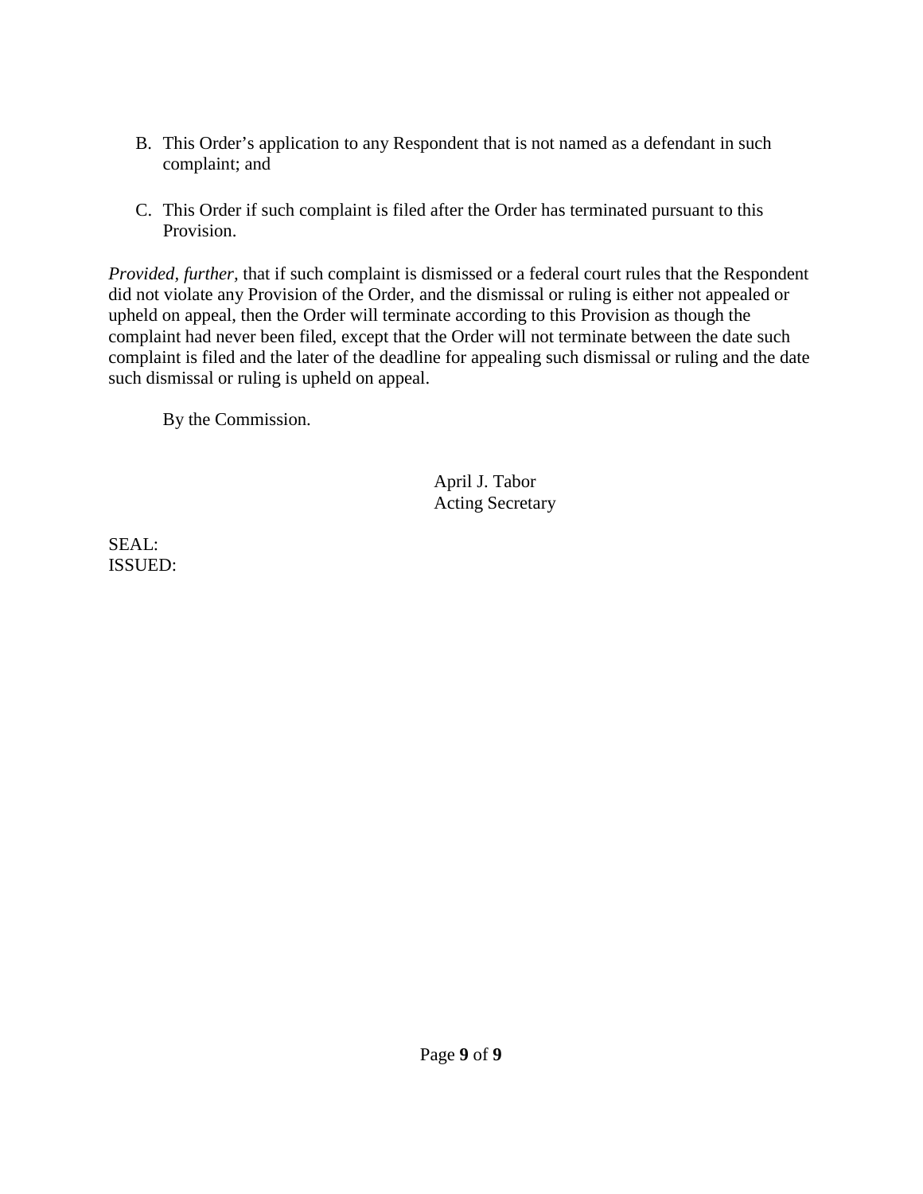B. This Order's application to any Respondent that is not named as a defendant in such complaint; and

C. This Order if such complaint is filed after the Order has terminated pursuant to this Provision.

*Provided*, *further*, that if such complaint is dismissed or a federal court rules that the Respondent did not violate any Provision of the Order, and the dismissal or ruling is either not appealed or upheld on appeal, then the Order will terminate according to this Provision as though the complaint had never been filed, except that the Order will not terminate between the date such complaint is filed and the later of the deadline for appealing such dismissal or ruling and the date such dismissal or ruling is upheld on appeal.

By the Commission.

April J. Tabor
Acting Secretary

SEAL:
ISSUED: